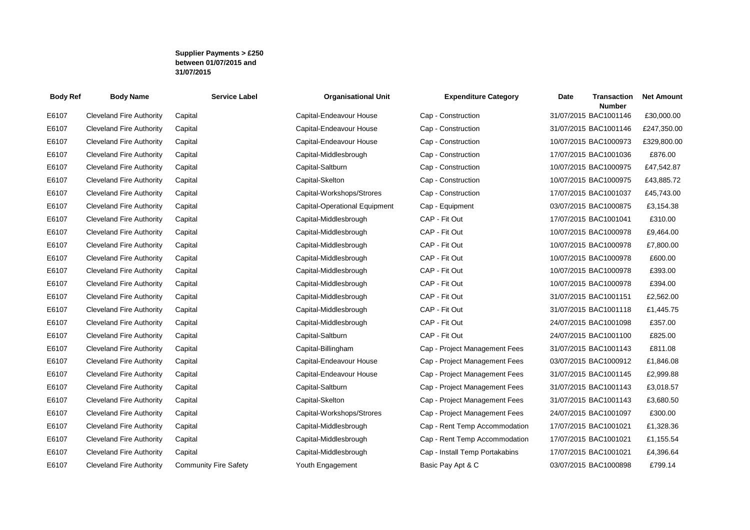**Supplier Payments > £250 between 01/07/2015 and 31/07/2015**

| Body Ref | Body Name | Service Label | Organisational Unit | Expenditure Category | Date | Transaction Number | Net Amount |
|---|---|---|---|---|---|---|---|
| E6107 | Cleveland Fire Authority | Capital | Capital-Endeavour House | Cap - Construction | 31/07/2015 | BAC1001146 | £30,000.00 |
| E6107 | Cleveland Fire Authority | Capital | Capital-Endeavour House | Cap - Construction | 31/07/2015 | BAC1001146 | £247,350.00 |
| E6107 | Cleveland Fire Authority | Capital | Capital-Endeavour House | Cap - Construction | 10/07/2015 | BAC1000973 | £329,800.00 |
| E6107 | Cleveland Fire Authority | Capital | Capital-Middlesbrough | Cap - Construction | 17/07/2015 | BAC1001036 | £876.00 |
| E6107 | Cleveland Fire Authority | Capital | Capital-Saltburn | Cap - Construction | 10/07/2015 | BAC1000975 | £47,542.87 |
| E6107 | Cleveland Fire Authority | Capital | Capital-Skelton | Cap - Construction | 10/07/2015 | BAC1000975 | £43,885.72 |
| E6107 | Cleveland Fire Authority | Capital | Capital-Workshops/Strores | Cap - Construction | 17/07/2015 | BAC1001037 | £45,743.00 |
| E6107 | Cleveland Fire Authority | Capital | Capital-Operational Equipment | Cap - Equipment | 03/07/2015 | BAC1000875 | £3,154.38 |
| E6107 | Cleveland Fire Authority | Capital | Capital-Middlesbrough | CAP - Fit Out | 17/07/2015 | BAC1001041 | £310.00 |
| E6107 | Cleveland Fire Authority | Capital | Capital-Middlesbrough | CAP - Fit Out | 10/07/2015 | BAC1000978 | £9,464.00 |
| E6107 | Cleveland Fire Authority | Capital | Capital-Middlesbrough | CAP - Fit Out | 10/07/2015 | BAC1000978 | £7,800.00 |
| E6107 | Cleveland Fire Authority | Capital | Capital-Middlesbrough | CAP - Fit Out | 10/07/2015 | BAC1000978 | £600.00 |
| E6107 | Cleveland Fire Authority | Capital | Capital-Middlesbrough | CAP - Fit Out | 10/07/2015 | BAC1000978 | £393.00 |
| E6107 | Cleveland Fire Authority | Capital | Capital-Middlesbrough | CAP - Fit Out | 10/07/2015 | BAC1000978 | £394.00 |
| E6107 | Cleveland Fire Authority | Capital | Capital-Middlesbrough | CAP - Fit Out | 31/07/2015 | BAC1001151 | £2,562.00 |
| E6107 | Cleveland Fire Authority | Capital | Capital-Middlesbrough | CAP - Fit Out | 31/07/2015 | BAC1001118 | £1,445.75 |
| E6107 | Cleveland Fire Authority | Capital | Capital-Middlesbrough | CAP - Fit Out | 24/07/2015 | BAC1001098 | £357.00 |
| E6107 | Cleveland Fire Authority | Capital | Capital-Saltburn | CAP - Fit Out | 24/07/2015 | BAC1001100 | £825.00 |
| E6107 | Cleveland Fire Authority | Capital | Capital-Billingham | Cap - Project Management Fees | 31/07/2015 | BAC1001143 | £811.08 |
| E6107 | Cleveland Fire Authority | Capital | Capital-Endeavour House | Cap - Project Management Fees | 03/07/2015 | BAC1000912 | £1,846.08 |
| E6107 | Cleveland Fire Authority | Capital | Capital-Endeavour House | Cap - Project Management Fees | 31/07/2015 | BAC1001145 | £2,999.88 |
| E6107 | Cleveland Fire Authority | Capital | Capital-Saltburn | Cap - Project Management Fees | 31/07/2015 | BAC1001143 | £3,018.57 |
| E6107 | Cleveland Fire Authority | Capital | Capital-Skelton | Cap - Project Management Fees | 31/07/2015 | BAC1001143 | £3,680.50 |
| E6107 | Cleveland Fire Authority | Capital | Capital-Workshops/Strores | Cap - Project Management Fees | 24/07/2015 | BAC1001097 | £300.00 |
| E6107 | Cleveland Fire Authority | Capital | Capital-Middlesbrough | Cap - Rent Temp Accommodation | 17/07/2015 | BAC1001021 | £1,328.36 |
| E6107 | Cleveland Fire Authority | Capital | Capital-Middlesbrough | Cap - Rent Temp Accommodation | 17/07/2015 | BAC1001021 | £1,155.54 |
| E6107 | Cleveland Fire Authority | Capital | Capital-Middlesbrough | Cap - Install Temp Portakabins | 17/07/2015 | BAC1001021 | £4,396.64 |
| E6107 | Cleveland Fire Authority | Community Fire Safety | Youth Engagement | Basic Pay Apt & C | 03/07/2015 | BAC1000898 | £799.14 |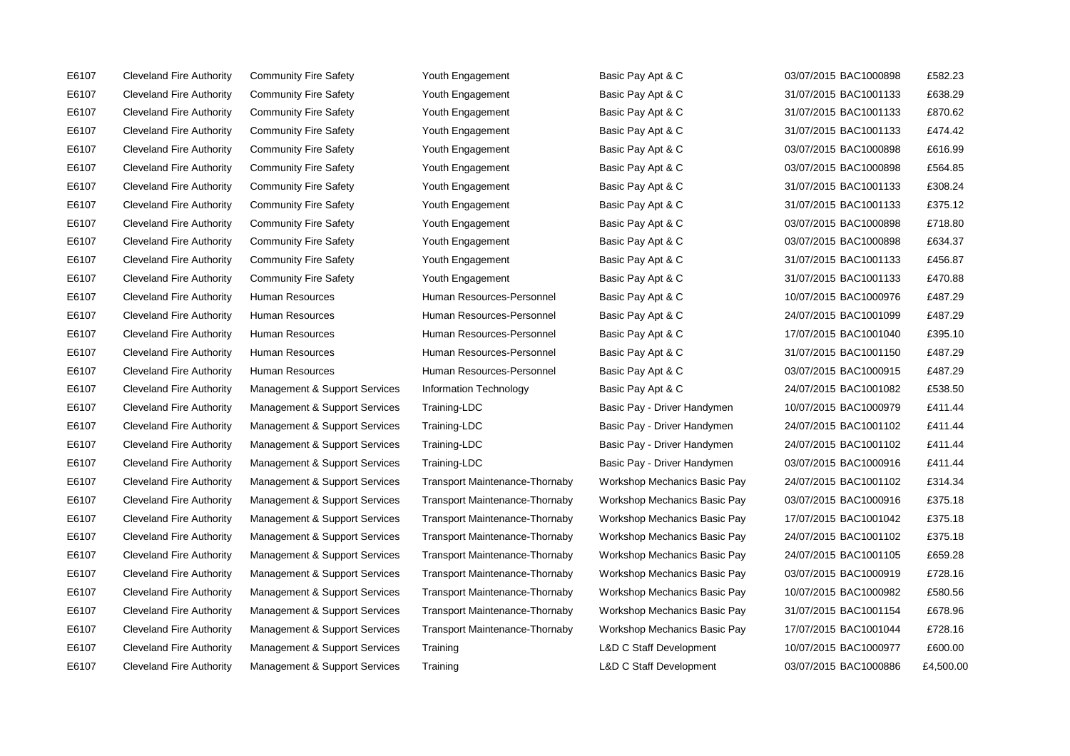| E6107 | Cleveland Fire Authority | Community Fire Safety | Youth Engagement | Basic Pay Apt & C | 03/07/2015 | BAC1000898 | £582.23 |
|---|---|---|---|---|---|---|---|
| E6107 | Cleveland Fire Authority | Community Fire Safety | Youth Engagement | Basic Pay Apt & C | 31/07/2015 | BAC1001133 | £638.29 |
| E6107 | Cleveland Fire Authority | Community Fire Safety | Youth Engagement | Basic Pay Apt & C | 31/07/2015 | BAC1001133 | £870.62 |
| E6107 | Cleveland Fire Authority | Community Fire Safety | Youth Engagement | Basic Pay Apt & C | 31/07/2015 | BAC1001133 | £474.42 |
| E6107 | Cleveland Fire Authority | Community Fire Safety | Youth Engagement | Basic Pay Apt & C | 03/07/2015 | BAC1000898 | £616.99 |
| E6107 | Cleveland Fire Authority | Community Fire Safety | Youth Engagement | Basic Pay Apt & C | 03/07/2015 | BAC1000898 | £564.85 |
| E6107 | Cleveland Fire Authority | Community Fire Safety | Youth Engagement | Basic Pay Apt & C | 31/07/2015 | BAC1001133 | £308.24 |
| E6107 | Cleveland Fire Authority | Community Fire Safety | Youth Engagement | Basic Pay Apt & C | 31/07/2015 | BAC1001133 | £375.12 |
| E6107 | Cleveland Fire Authority | Community Fire Safety | Youth Engagement | Basic Pay Apt & C | 03/07/2015 | BAC1000898 | £718.80 |
| E6107 | Cleveland Fire Authority | Community Fire Safety | Youth Engagement | Basic Pay Apt & C | 03/07/2015 | BAC1000898 | £634.37 |
| E6107 | Cleveland Fire Authority | Community Fire Safety | Youth Engagement | Basic Pay Apt & C | 31/07/2015 | BAC1001133 | £456.87 |
| E6107 | Cleveland Fire Authority | Community Fire Safety | Youth Engagement | Basic Pay Apt & C | 31/07/2015 | BAC1001133 | £470.88 |
| E6107 | Cleveland Fire Authority | Human Resources | Human Resources-Personnel | Basic Pay Apt & C | 10/07/2015 | BAC1000976 | £487.29 |
| E6107 | Cleveland Fire Authority | Human Resources | Human Resources-Personnel | Basic Pay Apt & C | 24/07/2015 | BAC1001099 | £487.29 |
| E6107 | Cleveland Fire Authority | Human Resources | Human Resources-Personnel | Basic Pay Apt & C | 17/07/2015 | BAC1001040 | £395.10 |
| E6107 | Cleveland Fire Authority | Human Resources | Human Resources-Personnel | Basic Pay Apt & C | 31/07/2015 | BAC1001150 | £487.29 |
| E6107 | Cleveland Fire Authority | Human Resources | Human Resources-Personnel | Basic Pay Apt & C | 03/07/2015 | BAC1000915 | £487.29 |
| E6107 | Cleveland Fire Authority | Management & Support Services | Information Technology | Basic Pay Apt & C | 24/07/2015 | BAC1001082 | £538.50 |
| E6107 | Cleveland Fire Authority | Management & Support Services | Training-LDC | Basic Pay - Driver Handymen | 10/07/2015 | BAC1000979 | £411.44 |
| E6107 | Cleveland Fire Authority | Management & Support Services | Training-LDC | Basic Pay - Driver Handymen | 24/07/2015 | BAC1001102 | £411.44 |
| E6107 | Cleveland Fire Authority | Management & Support Services | Training-LDC | Basic Pay - Driver Handymen | 24/07/2015 | BAC1001102 | £411.44 |
| E6107 | Cleveland Fire Authority | Management & Support Services | Training-LDC | Basic Pay - Driver Handymen | 03/07/2015 | BAC1000916 | £411.44 |
| E6107 | Cleveland Fire Authority | Management & Support Services | Transport Maintenance-Thornaby | Workshop Mechanics Basic Pay | 24/07/2015 | BAC1001102 | £314.34 |
| E6107 | Cleveland Fire Authority | Management & Support Services | Transport Maintenance-Thornaby | Workshop Mechanics Basic Pay | 03/07/2015 | BAC1000916 | £375.18 |
| E6107 | Cleveland Fire Authority | Management & Support Services | Transport Maintenance-Thornaby | Workshop Mechanics Basic Pay | 17/07/2015 | BAC1001042 | £375.18 |
| E6107 | Cleveland Fire Authority | Management & Support Services | Transport Maintenance-Thornaby | Workshop Mechanics Basic Pay | 24/07/2015 | BAC1001102 | £375.18 |
| E6107 | Cleveland Fire Authority | Management & Support Services | Transport Maintenance-Thornaby | Workshop Mechanics Basic Pay | 24/07/2015 | BAC1001105 | £659.28 |
| E6107 | Cleveland Fire Authority | Management & Support Services | Transport Maintenance-Thornaby | Workshop Mechanics Basic Pay | 03/07/2015 | BAC1000919 | £728.16 |
| E6107 | Cleveland Fire Authority | Management & Support Services | Transport Maintenance-Thornaby | Workshop Mechanics Basic Pay | 10/07/2015 | BAC1000982 | £580.56 |
| E6107 | Cleveland Fire Authority | Management & Support Services | Transport Maintenance-Thornaby | Workshop Mechanics Basic Pay | 31/07/2015 | BAC1001154 | £678.96 |
| E6107 | Cleveland Fire Authority | Management & Support Services | Transport Maintenance-Thornaby | Workshop Mechanics Basic Pay | 17/07/2015 | BAC1001044 | £728.16 |
| E6107 | Cleveland Fire Authority | Management & Support Services | Training | L&D C Staff Development | 10/07/2015 | BAC1000977 | £600.00 |
| E6107 | Cleveland Fire Authority | Management & Support Services | Training | L&D C Staff Development | 03/07/2015 | BAC1000886 | £4,500.00 |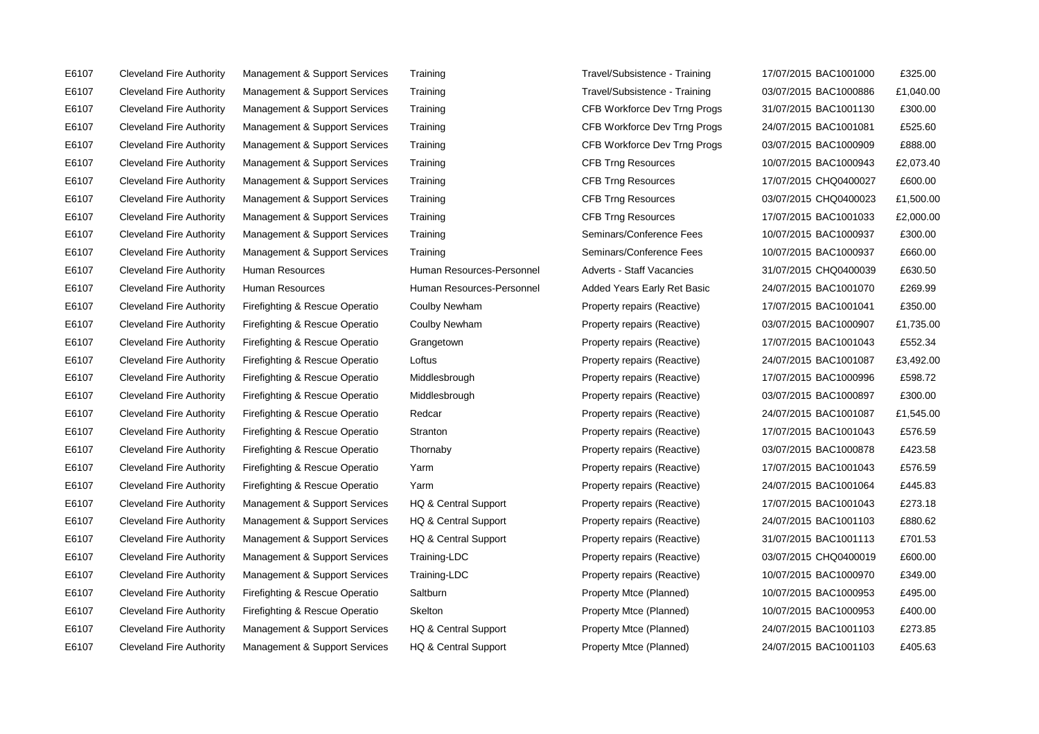| E6107 | Cleveland Fire Authority | Management & Support Services | Training | Travel/Subsistence - Training | 17/07/2015 | BAC1001000 | £325.00 |
|---|---|---|---|---|---|---|---|
| E6107 | Cleveland Fire Authority | Management & Support Services | Training | Travel/Subsistence - Training | 03/07/2015 | BAC1000886 | £1,040.00 |
| E6107 | Cleveland Fire Authority | Management & Support Services | Training | CFB Workforce Dev Trng Progs | 31/07/2015 | BAC1001130 | £300.00 |
| E6107 | Cleveland Fire Authority | Management & Support Services | Training | CFB Workforce Dev Trng Progs | 24/07/2015 | BAC1001081 | £525.60 |
| E6107 | Cleveland Fire Authority | Management & Support Services | Training | CFB Workforce Dev Trng Progs | 03/07/2015 | BAC1000909 | £888.00 |
| E6107 | Cleveland Fire Authority | Management & Support Services | Training | CFB Trng Resources | 10/07/2015 | BAC1000943 | £2,073.40 |
| E6107 | Cleveland Fire Authority | Management & Support Services | Training | CFB Trng Resources | 17/07/2015 | CHQ0400027 | £600.00 |
| E6107 | Cleveland Fire Authority | Management & Support Services | Training | CFB Trng Resources | 03/07/2015 | CHQ0400023 | £1,500.00 |
| E6107 | Cleveland Fire Authority | Management & Support Services | Training | CFB Trng Resources | 17/07/2015 | BAC1001033 | £2,000.00 |
| E6107 | Cleveland Fire Authority | Management & Support Services | Training | Seminars/Conference Fees | 10/07/2015 | BAC1000937 | £300.00 |
| E6107 | Cleveland Fire Authority | Management & Support Services | Training | Seminars/Conference Fees | 10/07/2015 | BAC1000937 | £660.00 |
| E6107 | Cleveland Fire Authority | Human Resources | Human Resources-Personnel | Adverts - Staff Vacancies | 31/07/2015 | CHQ0400039 | £630.50 |
| E6107 | Cleveland Fire Authority | Human Resources | Human Resources-Personnel | Added Years Early Ret Basic | 24/07/2015 | BAC1001070 | £269.99 |
| E6107 | Cleveland Fire Authority | Firefighting & Rescue Operatio | Coulby Newham | Property repairs (Reactive) | 17/07/2015 | BAC1001041 | £350.00 |
| E6107 | Cleveland Fire Authority | Firefighting & Rescue Operatio | Coulby Newham | Property repairs (Reactive) | 03/07/2015 | BAC1000907 | £1,735.00 |
| E6107 | Cleveland Fire Authority | Firefighting & Rescue Operatio | Grangetown | Property repairs (Reactive) | 17/07/2015 | BAC1001043 | £552.34 |
| E6107 | Cleveland Fire Authority | Firefighting & Rescue Operatio | Loftus | Property repairs (Reactive) | 24/07/2015 | BAC1001087 | £3,492.00 |
| E6107 | Cleveland Fire Authority | Firefighting & Rescue Operatio | Middlesbrough | Property repairs (Reactive) | 17/07/2015 | BAC1000996 | £598.72 |
| E6107 | Cleveland Fire Authority | Firefighting & Rescue Operatio | Middlesbrough | Property repairs (Reactive) | 03/07/2015 | BAC1000897 | £300.00 |
| E6107 | Cleveland Fire Authority | Firefighting & Rescue Operatio | Redcar | Property repairs (Reactive) | 24/07/2015 | BAC1001087 | £1,545.00 |
| E6107 | Cleveland Fire Authority | Firefighting & Rescue Operatio | Stranton | Property repairs (Reactive) | 17/07/2015 | BAC1001043 | £576.59 |
| E6107 | Cleveland Fire Authority | Firefighting & Rescue Operatio | Thornaby | Property repairs (Reactive) | 03/07/2015 | BAC1000878 | £423.58 |
| E6107 | Cleveland Fire Authority | Firefighting & Rescue Operatio | Yarm | Property repairs (Reactive) | 17/07/2015 | BAC1001043 | £576.59 |
| E6107 | Cleveland Fire Authority | Firefighting & Rescue Operatio | Yarm | Property repairs (Reactive) | 24/07/2015 | BAC1001064 | £445.83 |
| E6107 | Cleveland Fire Authority | Management & Support Services | HQ & Central Support | Property repairs (Reactive) | 17/07/2015 | BAC1001043 | £273.18 |
| E6107 | Cleveland Fire Authority | Management & Support Services | HQ & Central Support | Property repairs (Reactive) | 24/07/2015 | BAC1001103 | £880.62 |
| E6107 | Cleveland Fire Authority | Management & Support Services | HQ & Central Support | Property repairs (Reactive) | 31/07/2015 | BAC1001113 | £701.53 |
| E6107 | Cleveland Fire Authority | Management & Support Services | Training-LDC | Property repairs (Reactive) | 03/07/2015 | CHQ0400019 | £600.00 |
| E6107 | Cleveland Fire Authority | Management & Support Services | Training-LDC | Property repairs (Reactive) | 10/07/2015 | BAC1000970 | £349.00 |
| E6107 | Cleveland Fire Authority | Firefighting & Rescue Operatio | Saltburn | Property Mtce (Planned) | 10/07/2015 | BAC1000953 | £495.00 |
| E6107 | Cleveland Fire Authority | Firefighting & Rescue Operatio | Skelton | Property Mtce (Planned) | 10/07/2015 | BAC1000953 | £400.00 |
| E6107 | Cleveland Fire Authority | Management & Support Services | HQ & Central Support | Property Mtce (Planned) | 24/07/2015 | BAC1001103 | £273.85 |
| E6107 | Cleveland Fire Authority | Management & Support Services | HQ & Central Support | Property Mtce (Planned) | 24/07/2015 | BAC1001103 | £405.63 |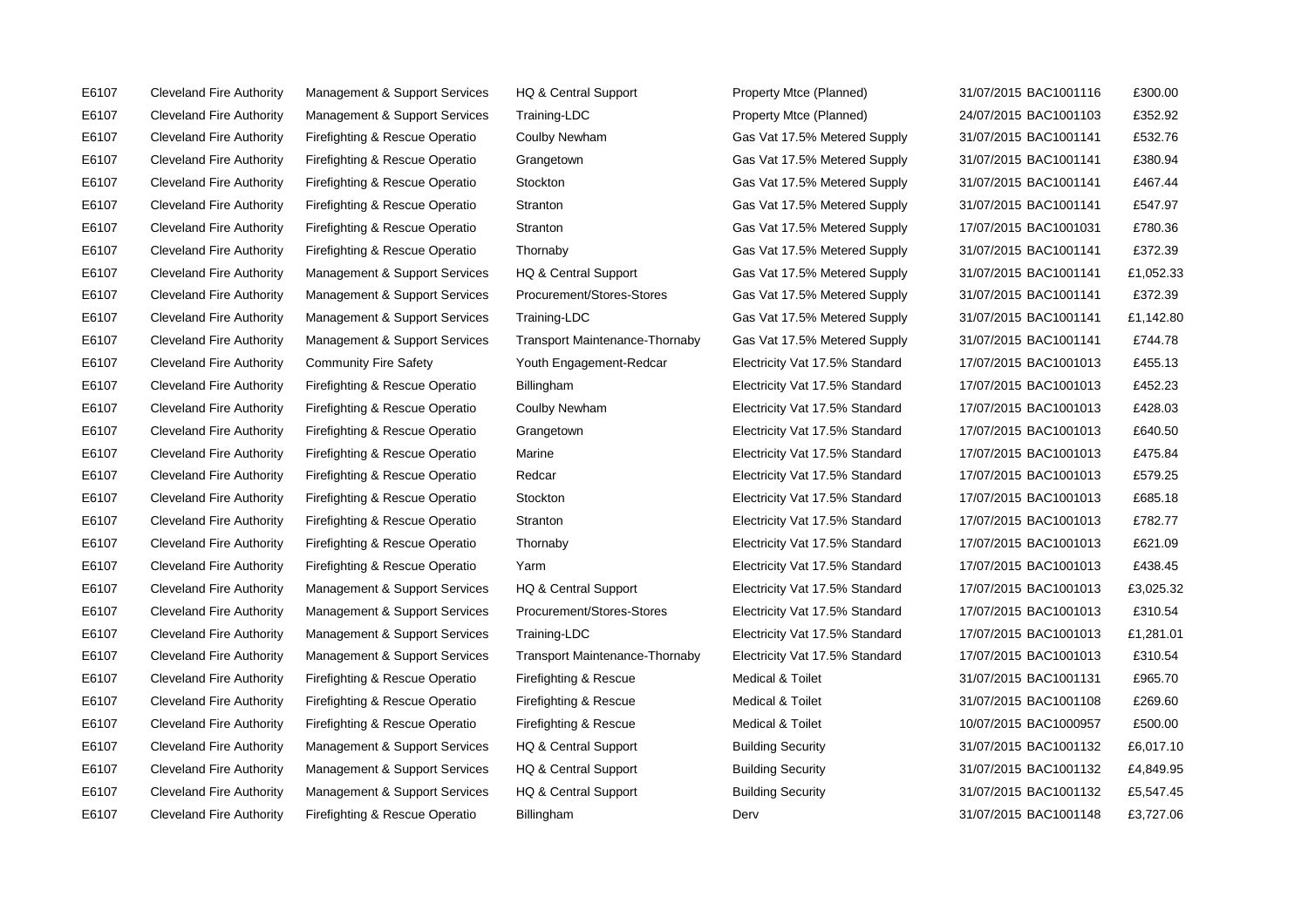| | | | | | | | |
|---|---|---|---|---|---|---|---|
| E6107 | Cleveland Fire Authority | Management & Support Services | HQ & Central Support | Property Mtce (Planned) | 31/07/2015 | BAC1001116 | £300.00 |
| E6107 | Cleveland Fire Authority | Management & Support Services | Training-LDC | Property Mtce (Planned) | 24/07/2015 | BAC1001103 | £352.92 |
| E6107 | Cleveland Fire Authority | Firefighting & Rescue Operatio | Coulby Newham | Gas Vat 17.5% Metered Supply | 31/07/2015 | BAC1001141 | £532.76 |
| E6107 | Cleveland Fire Authority | Firefighting & Rescue Operatio | Grangetown | Gas Vat 17.5% Metered Supply | 31/07/2015 | BAC1001141 | £380.94 |
| E6107 | Cleveland Fire Authority | Firefighting & Rescue Operatio | Stockton | Gas Vat 17.5% Metered Supply | 31/07/2015 | BAC1001141 | £467.44 |
| E6107 | Cleveland Fire Authority | Firefighting & Rescue Operatio | Stranton | Gas Vat 17.5% Metered Supply | 31/07/2015 | BAC1001141 | £547.97 |
| E6107 | Cleveland Fire Authority | Firefighting & Rescue Operatio | Stranton | Gas Vat 17.5% Metered Supply | 17/07/2015 | BAC1001031 | £780.36 |
| E6107 | Cleveland Fire Authority | Firefighting & Rescue Operatio | Thornaby | Gas Vat 17.5% Metered Supply | 31/07/2015 | BAC1001141 | £372.39 |
| E6107 | Cleveland Fire Authority | Management & Support Services | HQ & Central Support | Gas Vat 17.5% Metered Supply | 31/07/2015 | BAC1001141 | £1,052.33 |
| E6107 | Cleveland Fire Authority | Management & Support Services | Procurement/Stores-Stores | Gas Vat 17.5% Metered Supply | 31/07/2015 | BAC1001141 | £372.39 |
| E6107 | Cleveland Fire Authority | Management & Support Services | Training-LDC | Gas Vat 17.5% Metered Supply | 31/07/2015 | BAC1001141 | £1,142.80 |
| E6107 | Cleveland Fire Authority | Management & Support Services | Transport Maintenance-Thornaby | Gas Vat 17.5% Metered Supply | 31/07/2015 | BAC1001141 | £744.78 |
| E6107 | Cleveland Fire Authority | Community Fire Safety | Youth Engagement-Redcar | Electricity Vat 17.5% Standard | 17/07/2015 | BAC1001013 | £455.13 |
| E6107 | Cleveland Fire Authority | Firefighting & Rescue Operatio | Billingham | Electricity Vat 17.5% Standard | 17/07/2015 | BAC1001013 | £452.23 |
| E6107 | Cleveland Fire Authority | Firefighting & Rescue Operatio | Coulby Newham | Electricity Vat 17.5% Standard | 17/07/2015 | BAC1001013 | £428.03 |
| E6107 | Cleveland Fire Authority | Firefighting & Rescue Operatio | Grangetown | Electricity Vat 17.5% Standard | 17/07/2015 | BAC1001013 | £640.50 |
| E6107 | Cleveland Fire Authority | Firefighting & Rescue Operatio | Marine | Electricity Vat 17.5% Standard | 17/07/2015 | BAC1001013 | £475.84 |
| E6107 | Cleveland Fire Authority | Firefighting & Rescue Operatio | Redcar | Electricity Vat 17.5% Standard | 17/07/2015 | BAC1001013 | £579.25 |
| E6107 | Cleveland Fire Authority | Firefighting & Rescue Operatio | Stockton | Electricity Vat 17.5% Standard | 17/07/2015 | BAC1001013 | £685.18 |
| E6107 | Cleveland Fire Authority | Firefighting & Rescue Operatio | Stranton | Electricity Vat 17.5% Standard | 17/07/2015 | BAC1001013 | £782.77 |
| E6107 | Cleveland Fire Authority | Firefighting & Rescue Operatio | Thornaby | Electricity Vat 17.5% Standard | 17/07/2015 | BAC1001013 | £621.09 |
| E6107 | Cleveland Fire Authority | Firefighting & Rescue Operatio | Yarm | Electricity Vat 17.5% Standard | 17/07/2015 | BAC1001013 | £438.45 |
| E6107 | Cleveland Fire Authority | Management & Support Services | HQ & Central Support | Electricity Vat 17.5% Standard | 17/07/2015 | BAC1001013 | £3,025.32 |
| E6107 | Cleveland Fire Authority | Management & Support Services | Procurement/Stores-Stores | Electricity Vat 17.5% Standard | 17/07/2015 | BAC1001013 | £310.54 |
| E6107 | Cleveland Fire Authority | Management & Support Services | Training-LDC | Electricity Vat 17.5% Standard | 17/07/2015 | BAC1001013 | £1,281.01 |
| E6107 | Cleveland Fire Authority | Management & Support Services | Transport Maintenance-Thornaby | Electricity Vat 17.5% Standard | 17/07/2015 | BAC1001013 | £310.54 |
| E6107 | Cleveland Fire Authority | Firefighting & Rescue Operatio | Firefighting & Rescue | Medical & Toilet | 31/07/2015 | BAC1001131 | £965.70 |
| E6107 | Cleveland Fire Authority | Firefighting & Rescue Operatio | Firefighting & Rescue | Medical & Toilet | 31/07/2015 | BAC1001108 | £269.60 |
| E6107 | Cleveland Fire Authority | Firefighting & Rescue Operatio | Firefighting & Rescue | Medical & Toilet | 10/07/2015 | BAC1000957 | £500.00 |
| E6107 | Cleveland Fire Authority | Management & Support Services | HQ & Central Support | Building Security | 31/07/2015 | BAC1001132 | £6,017.10 |
| E6107 | Cleveland Fire Authority | Management & Support Services | HQ & Central Support | Building Security | 31/07/2015 | BAC1001132 | £4,849.95 |
| E6107 | Cleveland Fire Authority | Management & Support Services | HQ & Central Support | Building Security | 31/07/2015 | BAC1001132 | £5,547.45 |
| E6107 | Cleveland Fire Authority | Firefighting & Rescue Operatio | Billingham | Derv | 31/07/2015 | BAC1001148 | £3,727.06 |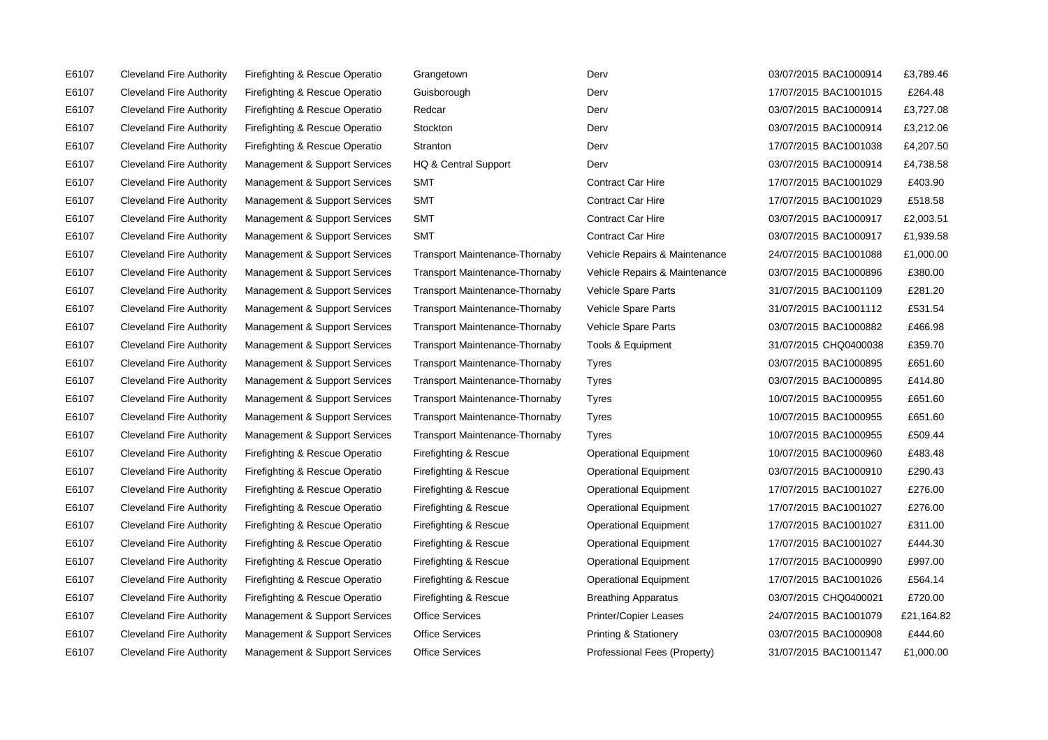| | | | | | | | |
|---|---|---|---|---|---|---|---|
| E6107 | Cleveland Fire Authority | Firefighting & Rescue Operatio | Grangetown | Derv | 03/07/2015 | BAC1000914 | £3,789.46 |
| E6107 | Cleveland Fire Authority | Firefighting & Rescue Operatio | Guisborough | Derv | 17/07/2015 | BAC1001015 | £264.48 |
| E6107 | Cleveland Fire Authority | Firefighting & Rescue Operatio | Redcar | Derv | 03/07/2015 | BAC1000914 | £3,727.08 |
| E6107 | Cleveland Fire Authority | Firefighting & Rescue Operatio | Stockton | Derv | 03/07/2015 | BAC1000914 | £3,212.06 |
| E6107 | Cleveland Fire Authority | Firefighting & Rescue Operatio | Stranton | Derv | 17/07/2015 | BAC1001038 | £4,207.50 |
| E6107 | Cleveland Fire Authority | Management & Support Services | HQ & Central Support | Derv | 03/07/2015 | BAC1000914 | £4,738.58 |
| E6107 | Cleveland Fire Authority | Management & Support Services | SMT | Contract Car Hire | 17/07/2015 | BAC1001029 | £403.90 |
| E6107 | Cleveland Fire Authority | Management & Support Services | SMT | Contract Car Hire | 17/07/2015 | BAC1001029 | £518.58 |
| E6107 | Cleveland Fire Authority | Management & Support Services | SMT | Contract Car Hire | 03/07/2015 | BAC1000917 | £2,003.51 |
| E6107 | Cleveland Fire Authority | Management & Support Services | SMT | Contract Car Hire | 03/07/2015 | BAC1000917 | £1,939.58 |
| E6107 | Cleveland Fire Authority | Management & Support Services | Transport Maintenance-Thornaby | Vehicle Repairs & Maintenance | 24/07/2015 | BAC1001088 | £1,000.00 |
| E6107 | Cleveland Fire Authority | Management & Support Services | Transport Maintenance-Thornaby | Vehicle Repairs & Maintenance | 03/07/2015 | BAC1000896 | £380.00 |
| E6107 | Cleveland Fire Authority | Management & Support Services | Transport Maintenance-Thornaby | Vehicle Spare Parts | 31/07/2015 | BAC1001109 | £281.20 |
| E6107 | Cleveland Fire Authority | Management & Support Services | Transport Maintenance-Thornaby | Vehicle Spare Parts | 31/07/2015 | BAC1001112 | £531.54 |
| E6107 | Cleveland Fire Authority | Management & Support Services | Transport Maintenance-Thornaby | Vehicle Spare Parts | 03/07/2015 | BAC1000882 | £466.98 |
| E6107 | Cleveland Fire Authority | Management & Support Services | Transport Maintenance-Thornaby | Tools & Equipment | 31/07/2015 | CHQ0400038 | £359.70 |
| E6107 | Cleveland Fire Authority | Management & Support Services | Transport Maintenance-Thornaby | Tyres | 03/07/2015 | BAC1000895 | £651.60 |
| E6107 | Cleveland Fire Authority | Management & Support Services | Transport Maintenance-Thornaby | Tyres | 03/07/2015 | BAC1000895 | £414.80 |
| E6107 | Cleveland Fire Authority | Management & Support Services | Transport Maintenance-Thornaby | Tyres | 10/07/2015 | BAC1000955 | £651.60 |
| E6107 | Cleveland Fire Authority | Management & Support Services | Transport Maintenance-Thornaby | Tyres | 10/07/2015 | BAC1000955 | £651.60 |
| E6107 | Cleveland Fire Authority | Management & Support Services | Transport Maintenance-Thornaby | Tyres | 10/07/2015 | BAC1000955 | £509.44 |
| E6107 | Cleveland Fire Authority | Firefighting & Rescue Operatio | Firefighting & Rescue | Operational Equipment | 10/07/2015 | BAC1000960 | £483.48 |
| E6107 | Cleveland Fire Authority | Firefighting & Rescue Operatio | Firefighting & Rescue | Operational Equipment | 03/07/2015 | BAC1000910 | £290.43 |
| E6107 | Cleveland Fire Authority | Firefighting & Rescue Operatio | Firefighting & Rescue | Operational Equipment | 17/07/2015 | BAC1001027 | £276.00 |
| E6107 | Cleveland Fire Authority | Firefighting & Rescue Operatio | Firefighting & Rescue | Operational Equipment | 17/07/2015 | BAC1001027 | £276.00 |
| E6107 | Cleveland Fire Authority | Firefighting & Rescue Operatio | Firefighting & Rescue | Operational Equipment | 17/07/2015 | BAC1001027 | £311.00 |
| E6107 | Cleveland Fire Authority | Firefighting & Rescue Operatio | Firefighting & Rescue | Operational Equipment | 17/07/2015 | BAC1001027 | £444.30 |
| E6107 | Cleveland Fire Authority | Firefighting & Rescue Operatio | Firefighting & Rescue | Operational Equipment | 17/07/2015 | BAC1000990 | £997.00 |
| E6107 | Cleveland Fire Authority | Firefighting & Rescue Operatio | Firefighting & Rescue | Operational Equipment | 17/07/2015 | BAC1001026 | £564.14 |
| E6107 | Cleveland Fire Authority | Firefighting & Rescue Operatio | Firefighting & Rescue | Breathing Apparatus | 03/07/2015 | CHQ0400021 | £720.00 |
| E6107 | Cleveland Fire Authority | Management & Support Services | Office Services | Printer/Copier Leases | 24/07/2015 | BAC1001079 | £21,164.82 |
| E6107 | Cleveland Fire Authority | Management & Support Services | Office Services | Printing & Stationery | 03/07/2015 | BAC1000908 | £444.60 |
| E6107 | Cleveland Fire Authority | Management & Support Services | Office Services | Professional Fees (Property) | 31/07/2015 | BAC1001147 | £1,000.00 |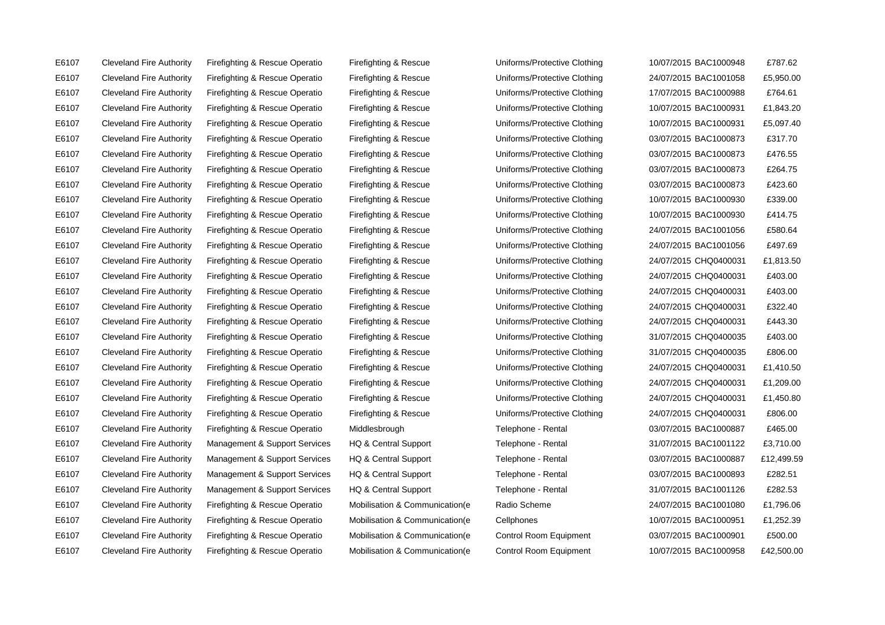| | | | | | | | |
|---|---|---|---|---|---|---|---|
| E6107 | Cleveland Fire Authority | Firefighting & Rescue Operatio | Firefighting & Rescue | Uniforms/Protective Clothing | 10/07/2015 | BAC1000948 | £787.62 |
| E6107 | Cleveland Fire Authority | Firefighting & Rescue Operatio | Firefighting & Rescue | Uniforms/Protective Clothing | 24/07/2015 | BAC1001058 | £5,950.00 |
| E6107 | Cleveland Fire Authority | Firefighting & Rescue Operatio | Firefighting & Rescue | Uniforms/Protective Clothing | 17/07/2015 | BAC1000988 | £764.61 |
| E6107 | Cleveland Fire Authority | Firefighting & Rescue Operatio | Firefighting & Rescue | Uniforms/Protective Clothing | 10/07/2015 | BAC1000931 | £1,843.20 |
| E6107 | Cleveland Fire Authority | Firefighting & Rescue Operatio | Firefighting & Rescue | Uniforms/Protective Clothing | 10/07/2015 | BAC1000931 | £5,097.40 |
| E6107 | Cleveland Fire Authority | Firefighting & Rescue Operatio | Firefighting & Rescue | Uniforms/Protective Clothing | 03/07/2015 | BAC1000873 | £317.70 |
| E6107 | Cleveland Fire Authority | Firefighting & Rescue Operatio | Firefighting & Rescue | Uniforms/Protective Clothing | 03/07/2015 | BAC1000873 | £476.55 |
| E6107 | Cleveland Fire Authority | Firefighting & Rescue Operatio | Firefighting & Rescue | Uniforms/Protective Clothing | 03/07/2015 | BAC1000873 | £264.75 |
| E6107 | Cleveland Fire Authority | Firefighting & Rescue Operatio | Firefighting & Rescue | Uniforms/Protective Clothing | 03/07/2015 | BAC1000873 | £423.60 |
| E6107 | Cleveland Fire Authority | Firefighting & Rescue Operatio | Firefighting & Rescue | Uniforms/Protective Clothing | 10/07/2015 | BAC1000930 | £339.00 |
| E6107 | Cleveland Fire Authority | Firefighting & Rescue Operatio | Firefighting & Rescue | Uniforms/Protective Clothing | 10/07/2015 | BAC1000930 | £414.75 |
| E6107 | Cleveland Fire Authority | Firefighting & Rescue Operatio | Firefighting & Rescue | Uniforms/Protective Clothing | 24/07/2015 | BAC1001056 | £580.64 |
| E6107 | Cleveland Fire Authority | Firefighting & Rescue Operatio | Firefighting & Rescue | Uniforms/Protective Clothing | 24/07/2015 | BAC1001056 | £497.69 |
| E6107 | Cleveland Fire Authority | Firefighting & Rescue Operatio | Firefighting & Rescue | Uniforms/Protective Clothing | 24/07/2015 | CHQ0400031 | £1,813.50 |
| E6107 | Cleveland Fire Authority | Firefighting & Rescue Operatio | Firefighting & Rescue | Uniforms/Protective Clothing | 24/07/2015 | CHQ0400031 | £403.00 |
| E6107 | Cleveland Fire Authority | Firefighting & Rescue Operatio | Firefighting & Rescue | Uniforms/Protective Clothing | 24/07/2015 | CHQ0400031 | £403.00 |
| E6107 | Cleveland Fire Authority | Firefighting & Rescue Operatio | Firefighting & Rescue | Uniforms/Protective Clothing | 24/07/2015 | CHQ0400031 | £322.40 |
| E6107 | Cleveland Fire Authority | Firefighting & Rescue Operatio | Firefighting & Rescue | Uniforms/Protective Clothing | 24/07/2015 | CHQ0400031 | £443.30 |
| E6107 | Cleveland Fire Authority | Firefighting & Rescue Operatio | Firefighting & Rescue | Uniforms/Protective Clothing | 31/07/2015 | CHQ0400035 | £403.00 |
| E6107 | Cleveland Fire Authority | Firefighting & Rescue Operatio | Firefighting & Rescue | Uniforms/Protective Clothing | 31/07/2015 | CHQ0400035 | £806.00 |
| E6107 | Cleveland Fire Authority | Firefighting & Rescue Operatio | Firefighting & Rescue | Uniforms/Protective Clothing | 24/07/2015 | CHQ0400031 | £1,410.50 |
| E6107 | Cleveland Fire Authority | Firefighting & Rescue Operatio | Firefighting & Rescue | Uniforms/Protective Clothing | 24/07/2015 | CHQ0400031 | £1,209.00 |
| E6107 | Cleveland Fire Authority | Firefighting & Rescue Operatio | Firefighting & Rescue | Uniforms/Protective Clothing | 24/07/2015 | CHQ0400031 | £1,450.80 |
| E6107 | Cleveland Fire Authority | Firefighting & Rescue Operatio | Firefighting & Rescue | Uniforms/Protective Clothing | 24/07/2015 | CHQ0400031 | £806.00 |
| E6107 | Cleveland Fire Authority | Firefighting & Rescue Operatio | Middlesbrough | Telephone - Rental | 03/07/2015 | BAC1000887 | £465.00 |
| E6107 | Cleveland Fire Authority | Management & Support Services | HQ & Central Support | Telephone - Rental | 31/07/2015 | BAC1001122 | £3,710.00 |
| E6107 | Cleveland Fire Authority | Management & Support Services | HQ & Central Support | Telephone - Rental | 03/07/2015 | BAC1000887 | £12,499.59 |
| E6107 | Cleveland Fire Authority | Management & Support Services | HQ & Central Support | Telephone - Rental | 03/07/2015 | BAC1000893 | £282.51 |
| E6107 | Cleveland Fire Authority | Management & Support Services | HQ & Central Support | Telephone - Rental | 31/07/2015 | BAC1001126 | £282.53 |
| E6107 | Cleveland Fire Authority | Firefighting & Rescue Operatio | Mobilisation & Communication(e | Radio Scheme | 24/07/2015 | BAC1001080 | £1,796.06 |
| E6107 | Cleveland Fire Authority | Firefighting & Rescue Operatio | Mobilisation & Communication(e | Cellphones | 10/07/2015 | BAC1000951 | £1,252.39 |
| E6107 | Cleveland Fire Authority | Firefighting & Rescue Operatio | Mobilisation & Communication(e | Control Room Equipment | 03/07/2015 | BAC1000901 | £500.00 |
| E6107 | Cleveland Fire Authority | Firefighting & Rescue Operatio | Mobilisation & Communication(e | Control Room Equipment | 10/07/2015 | BAC1000958 | £42,500.00 |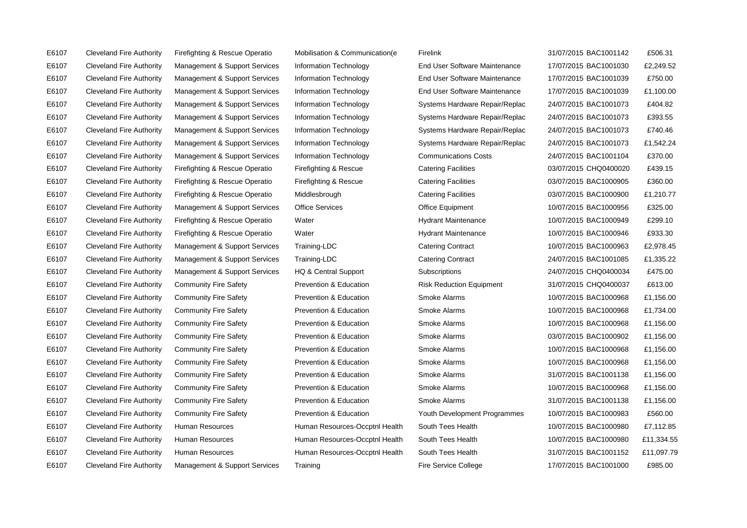| | | | | | | | |
|---|---|---|---|---|---|---|---|
| E6107 | Cleveland Fire Authority | Firefighting & Rescue Operatio | Mobilisation & Communication(e | Firelink | 31/07/2015 | BAC1001142 | £506.31 |
| E6107 | Cleveland Fire Authority | Management & Support Services | Information Technology | End User Software Maintenance | 17/07/2015 | BAC1001030 | £2,249.52 |
| E6107 | Cleveland Fire Authority | Management & Support Services | Information Technology | End User Software Maintenance | 17/07/2015 | BAC1001039 | £750.00 |
| E6107 | Cleveland Fire Authority | Management & Support Services | Information Technology | End User Software Maintenance | 17/07/2015 | BAC1001039 | £1,100.00 |
| E6107 | Cleveland Fire Authority | Management & Support Services | Information Technology | Systems Hardware Repair/Replac | 24/07/2015 | BAC1001073 | £404.82 |
| E6107 | Cleveland Fire Authority | Management & Support Services | Information Technology | Systems Hardware Repair/Replac | 24/07/2015 | BAC1001073 | £393.55 |
| E6107 | Cleveland Fire Authority | Management & Support Services | Information Technology | Systems Hardware Repair/Replac | 24/07/2015 | BAC1001073 | £740.46 |
| E6107 | Cleveland Fire Authority | Management & Support Services | Information Technology | Systems Hardware Repair/Replac | 24/07/2015 | BAC1001073 | £1,542.24 |
| E6107 | Cleveland Fire Authority | Management & Support Services | Information Technology | Communications Costs | 24/07/2015 | BAC1001104 | £370.00 |
| E6107 | Cleveland Fire Authority | Firefighting & Rescue Operatio | Firefighting & Rescue | Catering Facilities | 03/07/2015 | CHQ0400020 | £439.15 |
| E6107 | Cleveland Fire Authority | Firefighting & Rescue Operatio | Firefighting & Rescue | Catering Facilities | 03/07/2015 | BAC1000905 | £360.00 |
| E6107 | Cleveland Fire Authority | Firefighting & Rescue Operatio | Middlesbrough | Catering Facilities | 03/07/2015 | BAC1000900 | £1,210.77 |
| E6107 | Cleveland Fire Authority | Management & Support Services | Office Services | Office Equipment | 10/07/2015 | BAC1000956 | £325.00 |
| E6107 | Cleveland Fire Authority | Firefighting & Rescue Operatio | Water | Hydrant Maintenance | 10/07/2015 | BAC1000949 | £299.10 |
| E6107 | Cleveland Fire Authority | Firefighting & Rescue Operatio | Water | Hydrant Maintenance | 10/07/2015 | BAC1000946 | £933.30 |
| E6107 | Cleveland Fire Authority | Management & Support Services | Training-LDC | Catering Contract | 10/07/2015 | BAC1000963 | £2,978.45 |
| E6107 | Cleveland Fire Authority | Management & Support Services | Training-LDC | Catering Contract | 24/07/2015 | BAC1001085 | £1,335.22 |
| E6107 | Cleveland Fire Authority | Management & Support Services | HQ & Central Support | Subscriptions | 24/07/2015 | CHQ0400034 | £475.00 |
| E6107 | Cleveland Fire Authority | Community Fire Safety | Prevention & Education | Risk Reduction Equipment | 31/07/2015 | CHQ0400037 | £613.00 |
| E6107 | Cleveland Fire Authority | Community Fire Safety | Prevention & Education | Smoke Alarms | 10/07/2015 | BAC1000968 | £1,156.00 |
| E6107 | Cleveland Fire Authority | Community Fire Safety | Prevention & Education | Smoke Alarms | 10/07/2015 | BAC1000968 | £1,734.00 |
| E6107 | Cleveland Fire Authority | Community Fire Safety | Prevention & Education | Smoke Alarms | 10/07/2015 | BAC1000968 | £1,156.00 |
| E6107 | Cleveland Fire Authority | Community Fire Safety | Prevention & Education | Smoke Alarms | 03/07/2015 | BAC1000902 | £1,156.00 |
| E6107 | Cleveland Fire Authority | Community Fire Safety | Prevention & Education | Smoke Alarms | 10/07/2015 | BAC1000968 | £1,156.00 |
| E6107 | Cleveland Fire Authority | Community Fire Safety | Prevention & Education | Smoke Alarms | 10/07/2015 | BAC1000968 | £1,156.00 |
| E6107 | Cleveland Fire Authority | Community Fire Safety | Prevention & Education | Smoke Alarms | 31/07/2015 | BAC1001138 | £1,156.00 |
| E6107 | Cleveland Fire Authority | Community Fire Safety | Prevention & Education | Smoke Alarms | 10/07/2015 | BAC1000968 | £1,156.00 |
| E6107 | Cleveland Fire Authority | Community Fire Safety | Prevention & Education | Smoke Alarms | 31/07/2015 | BAC1001138 | £1,156.00 |
| E6107 | Cleveland Fire Authority | Community Fire Safety | Prevention & Education | Youth Development Programmes | 10/07/2015 | BAC1000983 | £560.00 |
| E6107 | Cleveland Fire Authority | Human Resources | Human Resources-Occptnl Health | South Tees Health | 10/07/2015 | BAC1000980 | £7,112.85 |
| E6107 | Cleveland Fire Authority | Human Resources | Human Resources-Occptnl Health | South Tees Health | 10/07/2015 | BAC1000980 | £11,334.55 |
| E6107 | Cleveland Fire Authority | Human Resources | Human Resources-Occptnl Health | South Tees Health | 31/07/2015 | BAC1001152 | £11,097.79 |
| E6107 | Cleveland Fire Authority | Management & Support Services | Training | Fire Service College | 17/07/2015 | BAC1001000 | £985.00 |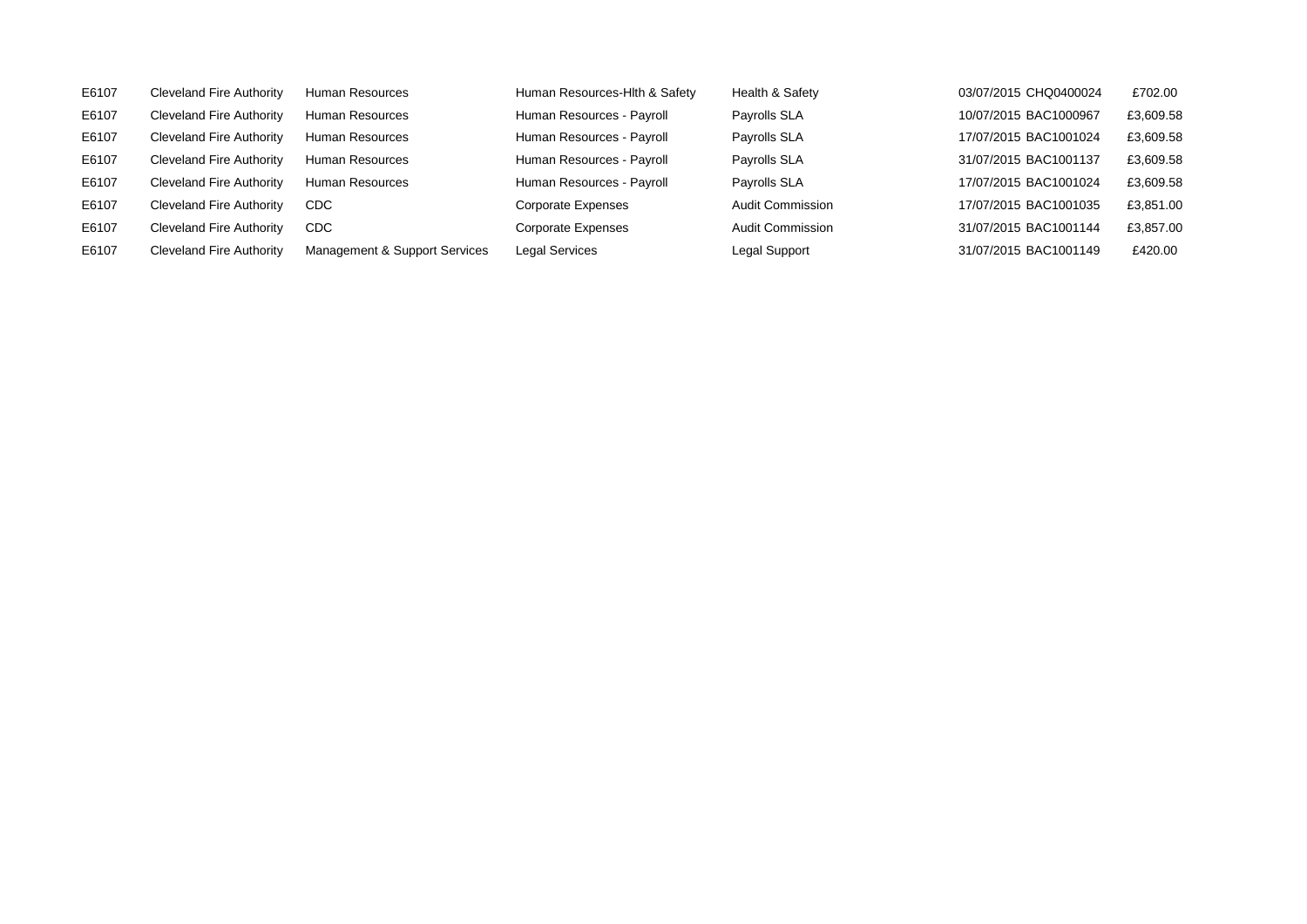| | | | | | | | |
|---|---|---|---|---|---|---|---|
| E6107 | Cleveland Fire Authority | Human Resources | Human Resources-Hlth & Safety | Health & Safety | 03/07/2015 | CHQ0400024 | £702.00 |
| E6107 | Cleveland Fire Authority | Human Resources | Human Resources - Payroll | Payrolls SLA | 10/07/2015 | BAC1000967 | £3,609.58 |
| E6107 | Cleveland Fire Authority | Human Resources | Human Resources - Payroll | Payrolls SLA | 17/07/2015 | BAC1001024 | £3,609.58 |
| E6107 | Cleveland Fire Authority | Human Resources | Human Resources - Payroll | Payrolls SLA | 31/07/2015 | BAC1001137 | £3,609.58 |
| E6107 | Cleveland Fire Authority | Human Resources | Human Resources - Payroll | Payrolls SLA | 17/07/2015 | BAC1001024 | £3,609.58 |
| E6107 | Cleveland Fire Authority | CDC | Corporate Expenses | Audit Commission | 17/07/2015 | BAC1001035 | £3,851.00 |
| E6107 | Cleveland Fire Authority | CDC | Corporate Expenses | Audit Commission | 31/07/2015 | BAC1001144 | £3,857.00 |
| E6107 | Cleveland Fire Authority | Management & Support Services | Legal Services | Legal Support | 31/07/2015 | BAC1001149 | £420.00 |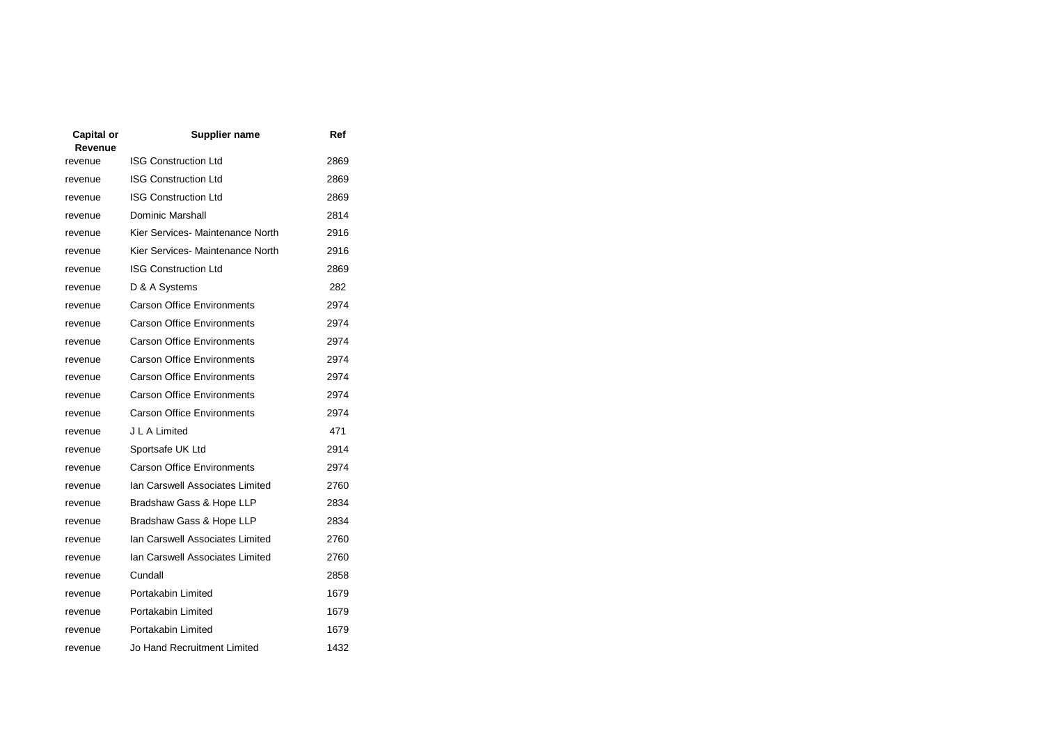| Capital or Revenue | Supplier name | Ref |
|---|---|---|
| revenue | ISG Construction Ltd | 2869 |
| revenue | ISG Construction Ltd | 2869 |
| revenue | ISG Construction Ltd | 2869 |
| revenue | Dominic Marshall | 2814 |
| revenue | Kier Services- Maintenance North | 2916 |
| revenue | Kier Services- Maintenance North | 2916 |
| revenue | ISG Construction Ltd | 2869 |
| revenue | D & A Systems | 282 |
| revenue | Carson Office Environments | 2974 |
| revenue | Carson Office Environments | 2974 |
| revenue | Carson Office Environments | 2974 |
| revenue | Carson Office Environments | 2974 |
| revenue | Carson Office Environments | 2974 |
| revenue | Carson Office Environments | 2974 |
| revenue | Carson Office Environments | 2974 |
| revenue | J L A Limited | 471 |
| revenue | Sportsafe UK Ltd | 2914 |
| revenue | Carson Office Environments | 2974 |
| revenue | Ian Carswell Associates Limited | 2760 |
| revenue | Bradshaw Gass & Hope LLP | 2834 |
| revenue | Bradshaw Gass & Hope LLP | 2834 |
| revenue | Ian Carswell Associates Limited | 2760 |
| revenue | Ian Carswell Associates Limited | 2760 |
| revenue | Cundall | 2858 |
| revenue | Portakabin Limited | 1679 |
| revenue | Portakabin Limited | 1679 |
| revenue | Portakabin Limited | 1679 |
| revenue | Jo Hand Recruitment Limited | 1432 |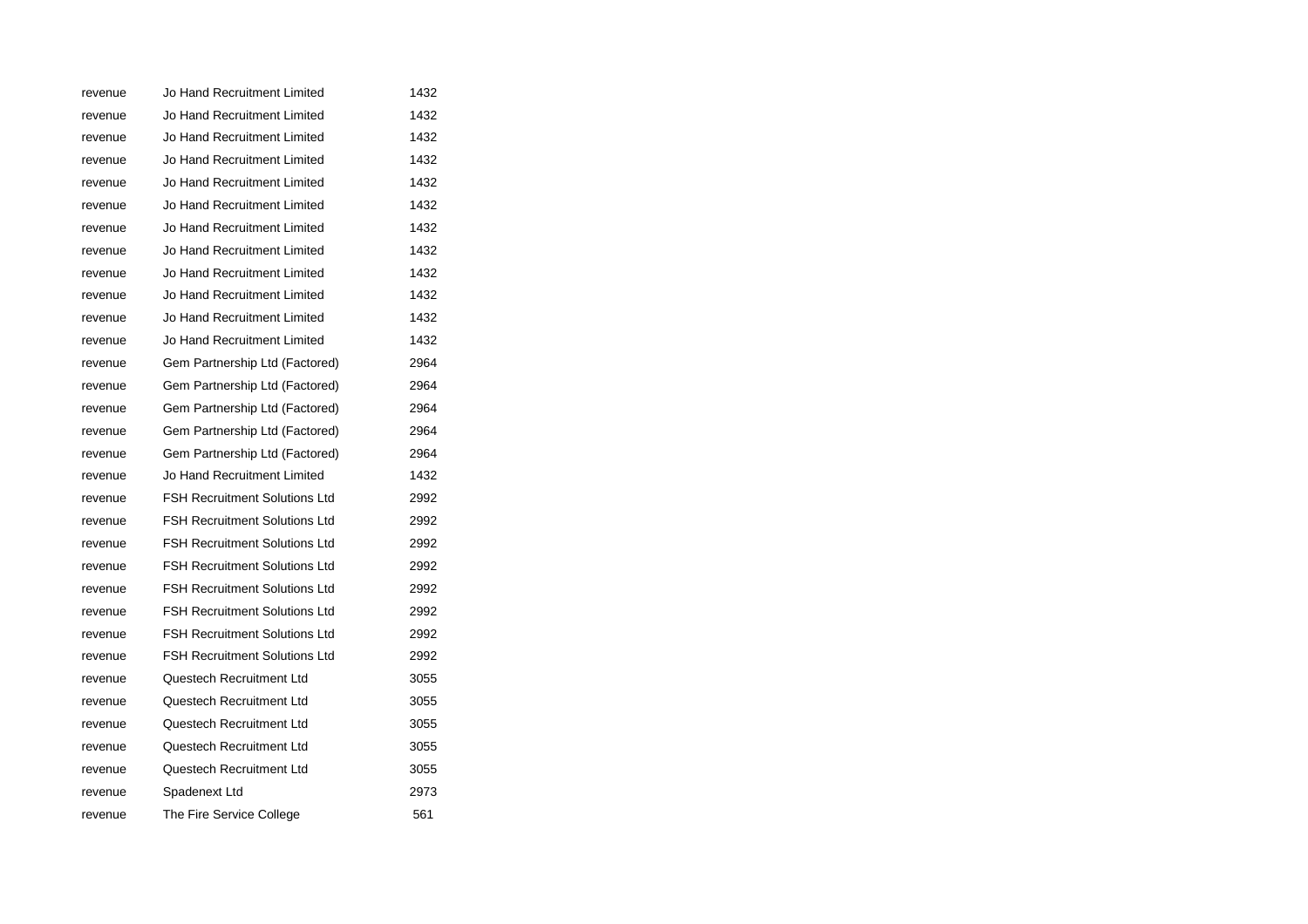| | | |
|---|---|---|
| revenue | Jo Hand Recruitment Limited | 1432 |
| revenue | Jo Hand Recruitment Limited | 1432 |
| revenue | Jo Hand Recruitment Limited | 1432 |
| revenue | Jo Hand Recruitment Limited | 1432 |
| revenue | Jo Hand Recruitment Limited | 1432 |
| revenue | Jo Hand Recruitment Limited | 1432 |
| revenue | Jo Hand Recruitment Limited | 1432 |
| revenue | Jo Hand Recruitment Limited | 1432 |
| revenue | Jo Hand Recruitment Limited | 1432 |
| revenue | Jo Hand Recruitment Limited | 1432 |
| revenue | Jo Hand Recruitment Limited | 1432 |
| revenue | Jo Hand Recruitment Limited | 1432 |
| revenue | Gem Partnership Ltd (Factored) | 2964 |
| revenue | Gem Partnership Ltd (Factored) | 2964 |
| revenue | Gem Partnership Ltd (Factored) | 2964 |
| revenue | Gem Partnership Ltd (Factored) | 2964 |
| revenue | Gem Partnership Ltd (Factored) | 2964 |
| revenue | Jo Hand Recruitment Limited | 1432 |
| revenue | FSH Recruitment Solutions Ltd | 2992 |
| revenue | FSH Recruitment Solutions Ltd | 2992 |
| revenue | FSH Recruitment Solutions Ltd | 2992 |
| revenue | FSH Recruitment Solutions Ltd | 2992 |
| revenue | FSH Recruitment Solutions Ltd | 2992 |
| revenue | FSH Recruitment Solutions Ltd | 2992 |
| revenue | FSH Recruitment Solutions Ltd | 2992 |
| revenue | FSH Recruitment Solutions Ltd | 2992 |
| revenue | Questech Recruitment Ltd | 3055 |
| revenue | Questech Recruitment Ltd | 3055 |
| revenue | Questech Recruitment Ltd | 3055 |
| revenue | Questech Recruitment Ltd | 3055 |
| revenue | Questech Recruitment Ltd | 3055 |
| revenue | Spadenext Ltd | 2973 |
| revenue | The Fire Service College | 561 |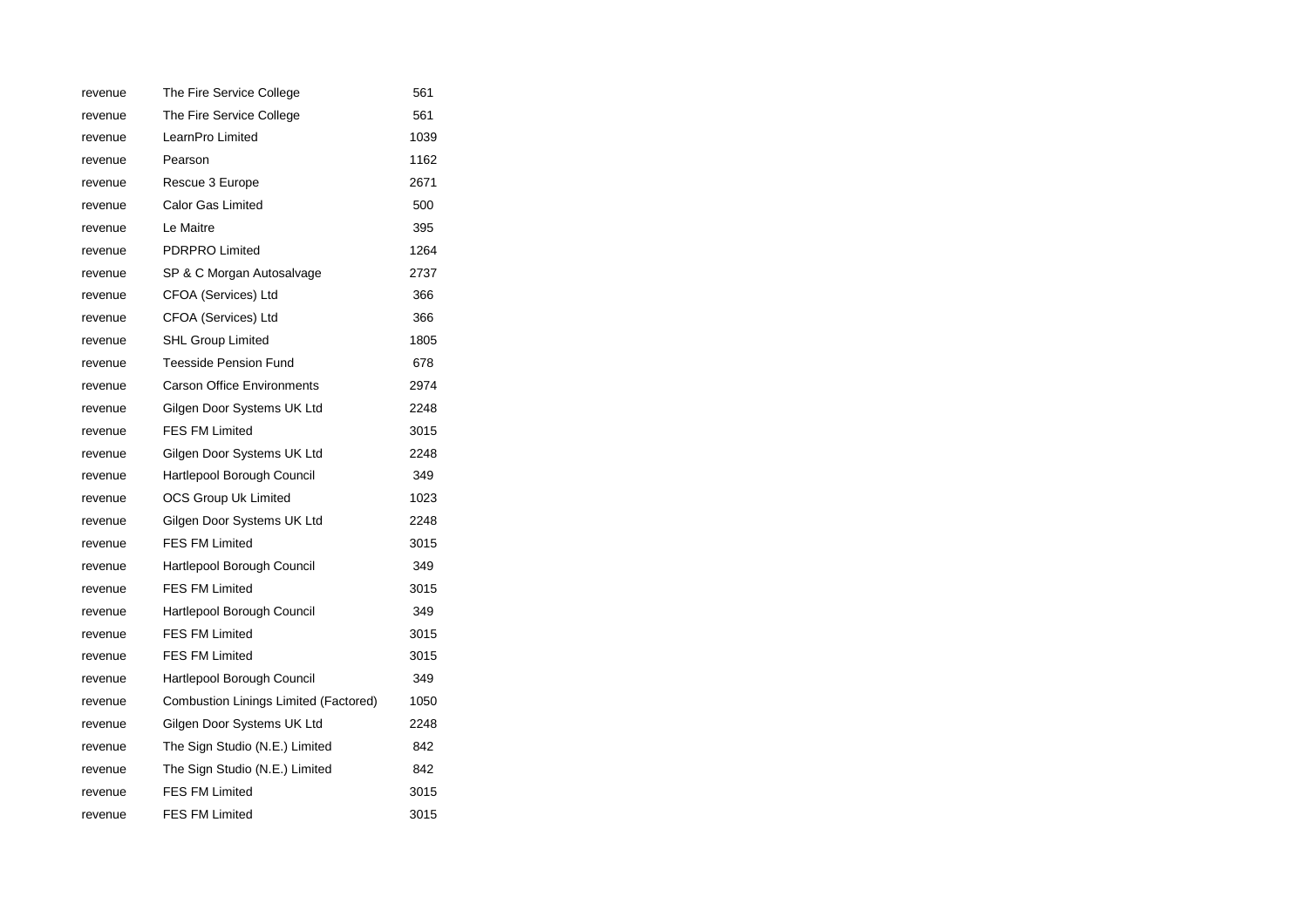| | | |
|---|---|---|
| revenue | The Fire Service College | 561 |
| revenue | The Fire Service College | 561 |
| revenue | LearnPro Limited | 1039 |
| revenue | Pearson | 1162 |
| revenue | Rescue 3 Europe | 2671 |
| revenue | Calor Gas Limited | 500 |
| revenue | Le Maitre | 395 |
| revenue | PDRPRO Limited | 1264 |
| revenue | SP & C Morgan Autosalvage | 2737 |
| revenue | CFOA (Services) Ltd | 366 |
| revenue | CFOA (Services) Ltd | 366 |
| revenue | SHL Group Limited | 1805 |
| revenue | Teesside Pension Fund | 678 |
| revenue | Carson Office Environments | 2974 |
| revenue | Gilgen Door Systems UK Ltd | 2248 |
| revenue | FES FM Limited | 3015 |
| revenue | Gilgen Door Systems UK Ltd | 2248 |
| revenue | Hartlepool Borough Council | 349 |
| revenue | OCS Group Uk Limited | 1023 |
| revenue | Gilgen Door Systems UK Ltd | 2248 |
| revenue | FES FM Limited | 3015 |
| revenue | Hartlepool Borough Council | 349 |
| revenue | FES FM Limited | 3015 |
| revenue | Hartlepool Borough Council | 349 |
| revenue | FES FM Limited | 3015 |
| revenue | FES FM Limited | 3015 |
| revenue | Hartlepool Borough Council | 349 |
| revenue | Combustion Linings Limited (Factored) | 1050 |
| revenue | Gilgen Door Systems UK Ltd | 2248 |
| revenue | The Sign Studio (N.E.) Limited | 842 |
| revenue | The Sign Studio (N.E.) Limited | 842 |
| revenue | FES FM Limited | 3015 |
| revenue | FES FM Limited | 3015 |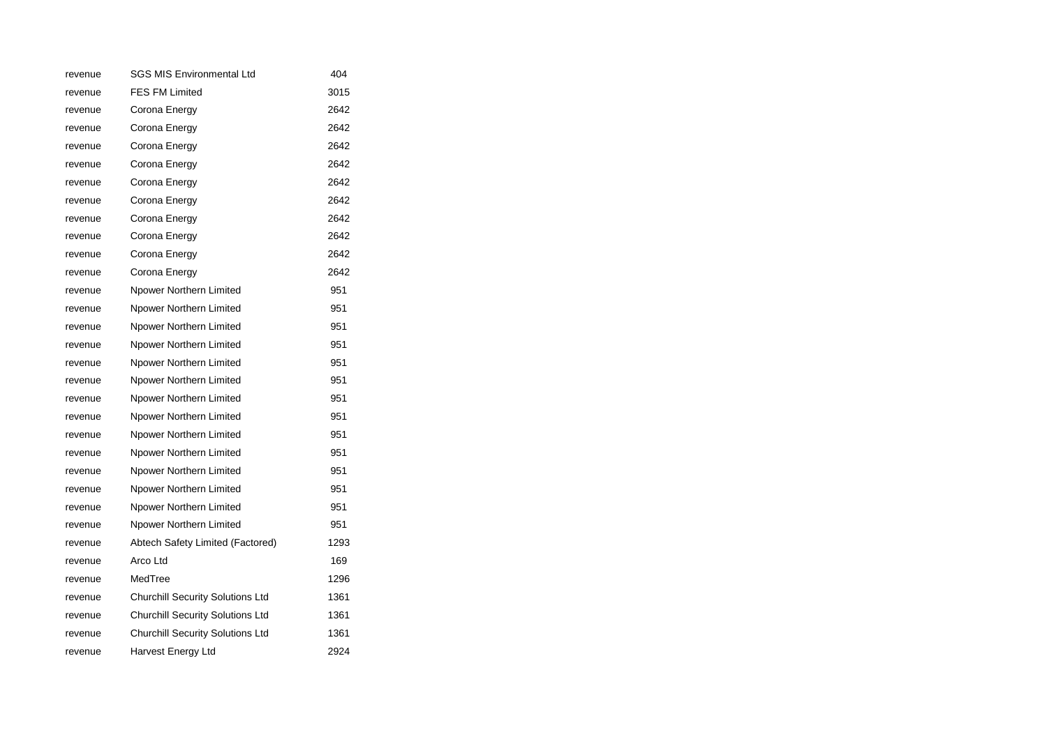| | | |
|---|---|---|
| revenue | SGS MIS Environmental Ltd | 404 |
| revenue | FES FM Limited | 3015 |
| revenue | Corona Energy | 2642 |
| revenue | Corona Energy | 2642 |
| revenue | Corona Energy | 2642 |
| revenue | Corona Energy | 2642 |
| revenue | Corona Energy | 2642 |
| revenue | Corona Energy | 2642 |
| revenue | Corona Energy | 2642 |
| revenue | Corona Energy | 2642 |
| revenue | Corona Energy | 2642 |
| revenue | Corona Energy | 2642 |
| revenue | Npower Northern Limited | 951 |
| revenue | Npower Northern Limited | 951 |
| revenue | Npower Northern Limited | 951 |
| revenue | Npower Northern Limited | 951 |
| revenue | Npower Northern Limited | 951 |
| revenue | Npower Northern Limited | 951 |
| revenue | Npower Northern Limited | 951 |
| revenue | Npower Northern Limited | 951 |
| revenue | Npower Northern Limited | 951 |
| revenue | Npower Northern Limited | 951 |
| revenue | Npower Northern Limited | 951 |
| revenue | Npower Northern Limited | 951 |
| revenue | Npower Northern Limited | 951 |
| revenue | Npower Northern Limited | 951 |
| revenue | Abtech Safety Limited (Factored) | 1293 |
| revenue | Arco Ltd | 169 |
| revenue | MedTree | 1296 |
| revenue | Churchill Security Solutions Ltd | 1361 |
| revenue | Churchill Security Solutions Ltd | 1361 |
| revenue | Churchill Security Solutions Ltd | 1361 |
| revenue | Harvest Energy Ltd | 2924 |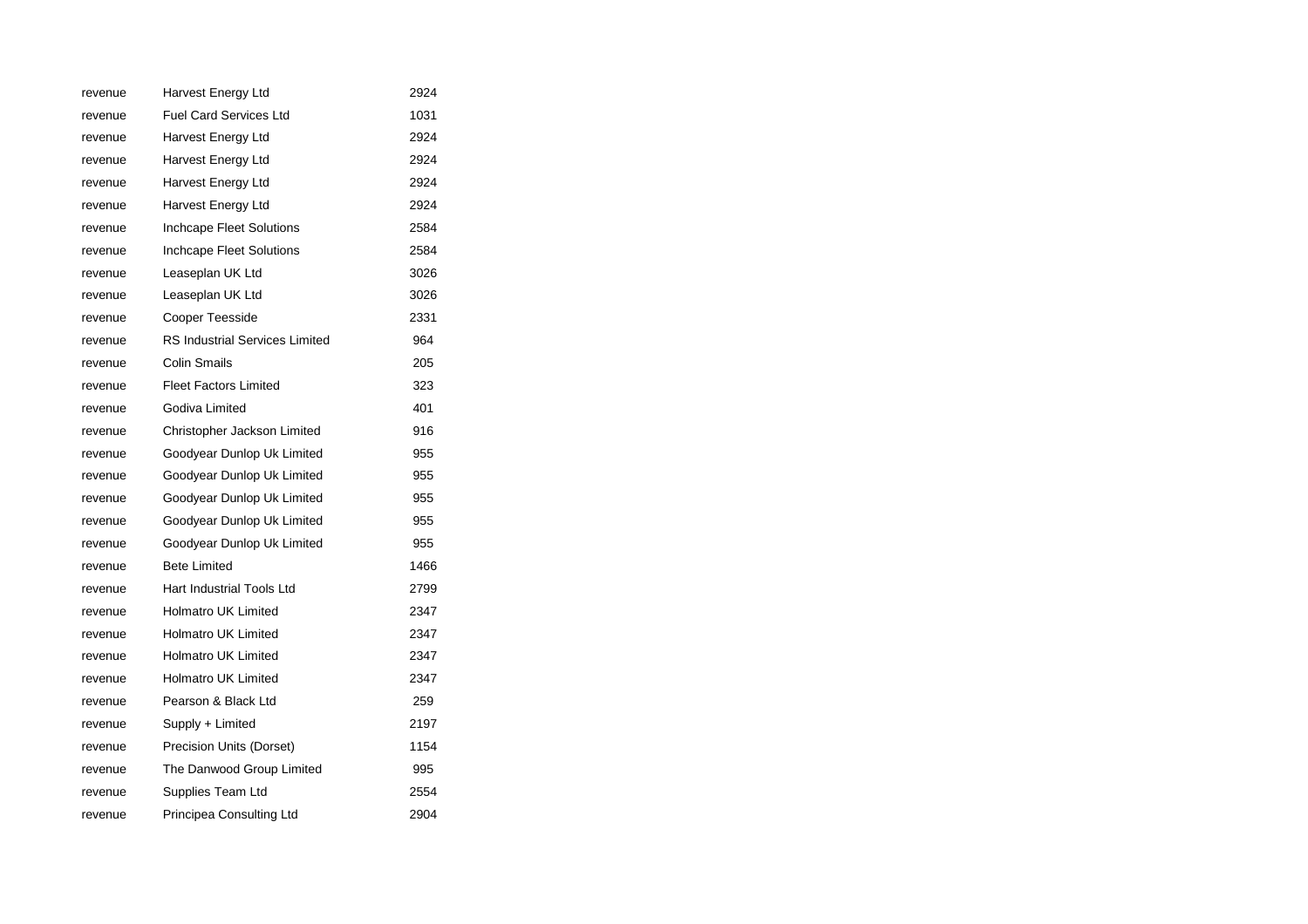| | | |
|---|---|---|
| revenue | Harvest Energy Ltd | 2924 |
| revenue | Fuel Card Services Ltd | 1031 |
| revenue | Harvest Energy Ltd | 2924 |
| revenue | Harvest Energy Ltd | 2924 |
| revenue | Harvest Energy Ltd | 2924 |
| revenue | Harvest Energy Ltd | 2924 |
| revenue | Inchcape Fleet Solutions | 2584 |
| revenue | Inchcape Fleet Solutions | 2584 |
| revenue | Leaseplan UK Ltd | 3026 |
| revenue | Leaseplan UK Ltd | 3026 |
| revenue | Cooper Teesside | 2331 |
| revenue | RS Industrial Services Limited | 964 |
| revenue | Colin Smails | 205 |
| revenue | Fleet Factors Limited | 323 |
| revenue | Godiva Limited | 401 |
| revenue | Christopher Jackson Limited | 916 |
| revenue | Goodyear Dunlop Uk Limited | 955 |
| revenue | Goodyear Dunlop Uk Limited | 955 |
| revenue | Goodyear Dunlop Uk Limited | 955 |
| revenue | Goodyear Dunlop Uk Limited | 955 |
| revenue | Goodyear Dunlop Uk Limited | 955 |
| revenue | Bete Limited | 1466 |
| revenue | Hart Industrial Tools Ltd | 2799 |
| revenue | Holmatro UK Limited | 2347 |
| revenue | Holmatro UK Limited | 2347 |
| revenue | Holmatro UK Limited | 2347 |
| revenue | Holmatro UK Limited | 2347 |
| revenue | Pearson & Black Ltd | 259 |
| revenue | Supply + Limited | 2197 |
| revenue | Precision Units (Dorset) | 1154 |
| revenue | The Danwood Group Limited | 995 |
| revenue | Supplies Team Ltd | 2554 |
| revenue | Principea Consulting Ltd | 2904 |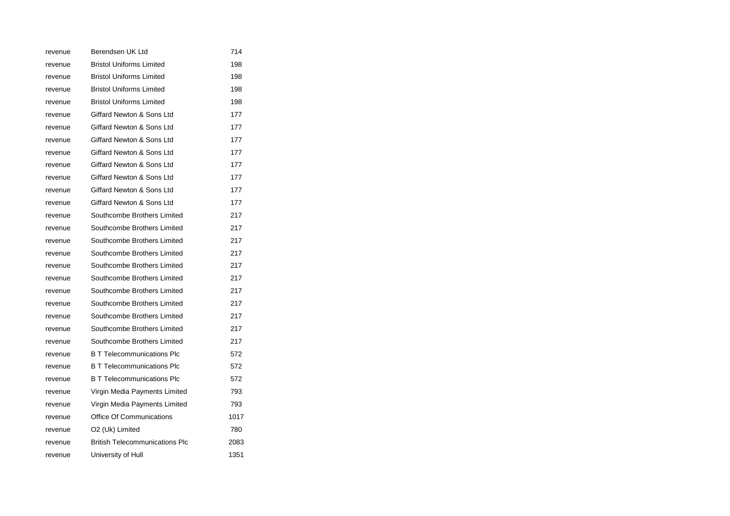| | | |
|---|---|---|
| revenue | Berendsen UK Ltd | 714 |
| revenue | Bristol Uniforms Limited | 198 |
| revenue | Bristol Uniforms Limited | 198 |
| revenue | Bristol Uniforms Limited | 198 |
| revenue | Bristol Uniforms Limited | 198 |
| revenue | Giffard Newton & Sons Ltd | 177 |
| revenue | Giffard Newton & Sons Ltd | 177 |
| revenue | Giffard Newton & Sons Ltd | 177 |
| revenue | Giffard Newton & Sons Ltd | 177 |
| revenue | Giffard Newton & Sons Ltd | 177 |
| revenue | Giffard Newton & Sons Ltd | 177 |
| revenue | Giffard Newton & Sons Ltd | 177 |
| revenue | Giffard Newton & Sons Ltd | 177 |
| revenue | Southcombe Brothers Limited | 217 |
| revenue | Southcombe Brothers Limited | 217 |
| revenue | Southcombe Brothers Limited | 217 |
| revenue | Southcombe Brothers Limited | 217 |
| revenue | Southcombe Brothers Limited | 217 |
| revenue | Southcombe Brothers Limited | 217 |
| revenue | Southcombe Brothers Limited | 217 |
| revenue | Southcombe Brothers Limited | 217 |
| revenue | Southcombe Brothers Limited | 217 |
| revenue | Southcombe Brothers Limited | 217 |
| revenue | Southcombe Brothers Limited | 217 |
| revenue | B T Telecommunications Plc | 572 |
| revenue | B T Telecommunications Plc | 572 |
| revenue | B T Telecommunications Plc | 572 |
| revenue | Virgin Media Payments Limited | 793 |
| revenue | Virgin Media Payments Limited | 793 |
| revenue | Office Of Communications | 1017 |
| revenue | O2 (Uk) Limited | 780 |
| revenue | British Telecommunications Plc | 2083 |
| revenue | University of Hull | 1351 |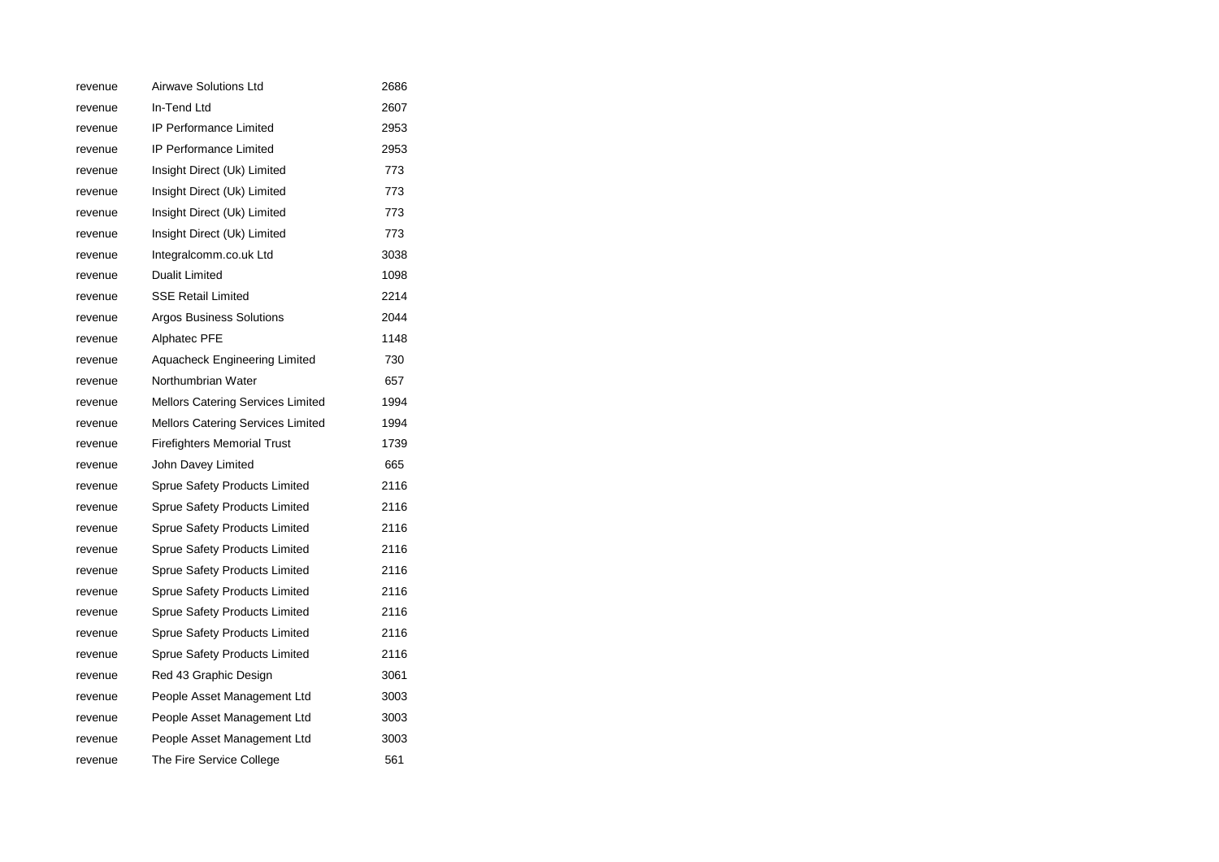| | | |
|---|---|---|
| revenue | Airwave Solutions Ltd | 2686 |
| revenue | In-Tend Ltd | 2607 |
| revenue | IP Performance Limited | 2953 |
| revenue | IP Performance Limited | 2953 |
| revenue | Insight Direct (Uk) Limited | 773 |
| revenue | Insight Direct (Uk) Limited | 773 |
| revenue | Insight Direct (Uk) Limited | 773 |
| revenue | Insight Direct (Uk) Limited | 773 |
| revenue | Integralcomm.co.uk Ltd | 3038 |
| revenue | Dualit Limited | 1098 |
| revenue | SSE Retail Limited | 2214 |
| revenue | Argos Business Solutions | 2044 |
| revenue | Alphatec PFE | 1148 |
| revenue | Aquacheck Engineering Limited | 730 |
| revenue | Northumbrian Water | 657 |
| revenue | Mellors Catering Services Limited | 1994 |
| revenue | Mellors Catering Services Limited | 1994 |
| revenue | Firefighters Memorial Trust | 1739 |
| revenue | John Davey Limited | 665 |
| revenue | Sprue Safety Products Limited | 2116 |
| revenue | Sprue Safety Products Limited | 2116 |
| revenue | Sprue Safety Products Limited | 2116 |
| revenue | Sprue Safety Products Limited | 2116 |
| revenue | Sprue Safety Products Limited | 2116 |
| revenue | Sprue Safety Products Limited | 2116 |
| revenue | Sprue Safety Products Limited | 2116 |
| revenue | Sprue Safety Products Limited | 2116 |
| revenue | Sprue Safety Products Limited | 2116 |
| revenue | Red 43 Graphic Design | 3061 |
| revenue | People Asset Management Ltd | 3003 |
| revenue | People Asset Management Ltd | 3003 |
| revenue | People Asset Management Ltd | 3003 |
| revenue | The Fire Service College | 561 |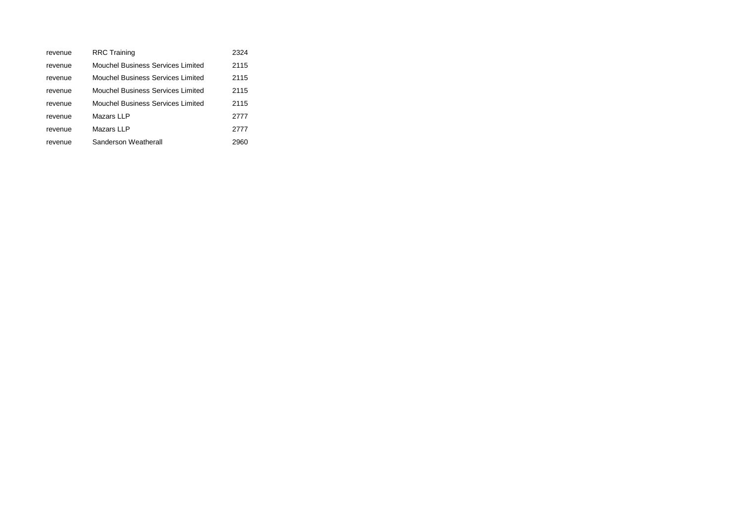| | | |
|---|---|---|
| revenue | RRC Training | 2324 |
| revenue | Mouchel Business Services Limited | 2115 |
| revenue | Mouchel Business Services Limited | 2115 |
| revenue | Mouchel Business Services Limited | 2115 |
| revenue | Mouchel Business Services Limited | 2115 |
| revenue | Mazars LLP | 2777 |
| revenue | Mazars LLP | 2777 |
| revenue | Sanderson Weatherall | 2960 |